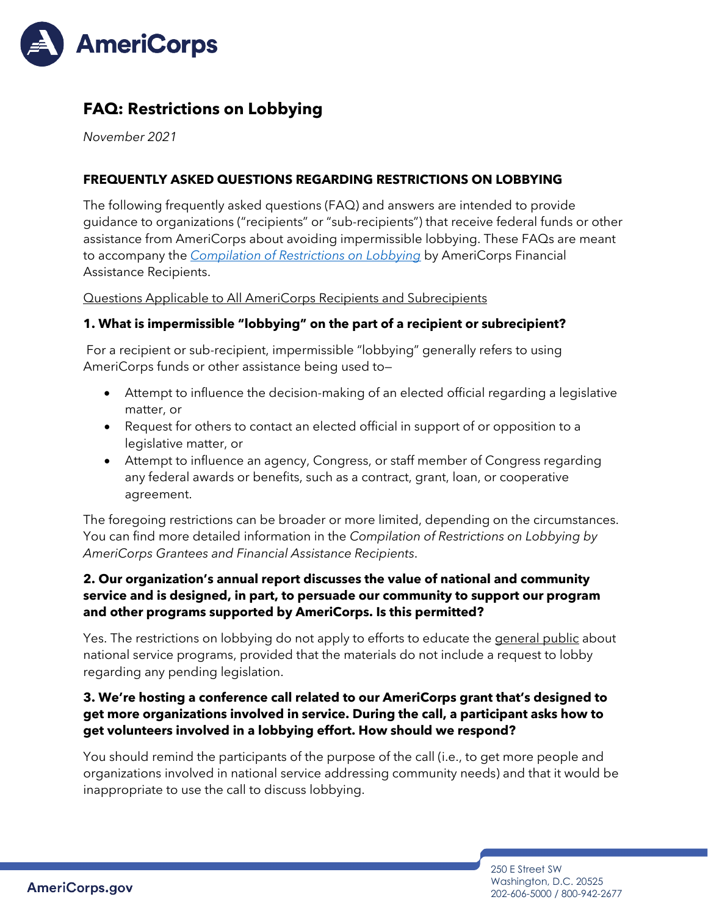# FAQ: Restrictions on Lobbying

*November 2021*

## FREQUENTLY ASKED QUESTIONS REGARDING RESTRICTIONS ON LOBBYING

The following frequently asked questions (FAQ) and answers are intended to provide guidance to organizations ("recipients" or "sub-recipients") that receive federal funds or other assistance from AmeriCorps about avoiding impermissible lobbying. These FAQs are meant to accompany the *Compilation of Restrictions on Lobbying* by AmeriCorps Financial Assistance Recipients.

Questions Applicable to All AmeriCorps Recipients and Subrecipients

**1. What is impermissible "lobbying" on the part of a recipient or subrecipient?**

For a recipient or sub-recipient, impermissible "lobbying" generally refers to using AmeriCorps funds or other assistance being used to—

- Attempt to influence the decision-making of an elected official regarding a legislative matter, or
- Request for others to contact an elected official in support of or opposition to a legislative matter, or
- Attempt to influence an agency, Congress, or staff member of Congress regarding any federal awards or benefits, such as a contract, grant, loan, or cooperative agreement.

The foregoing restrictions can be broader or more limited, depending on the circumstances. You can find more detailed information in the *Compilation of Restrictions on Lobbying by AmeriCorps Grantees and Financial Assistance Recipients*.

**2. Our organization's annual report discusses the value of national and community service and is designed, in part, to persuade our community to support our program and other programs supported by AmeriCorps. Is this permitted?**

Yes. The restrictions on lobbying do not apply to efforts to educate the general public about national service programs, provided that the materials do not include a request to lobby regarding any pending legislation.

**3. We're hosting a conference call related to our AmeriCorps grant that's designed to get more organizations involved in service. During the call, a participant asks how to get volunteers involved in a lobbying effort. How should we respond?**

You should remind the participants of the purpose of the call (i.e., to get more people and organizations involved in national service addressing community needs) and that it would be inappropriate to use the call to discuss lobbying.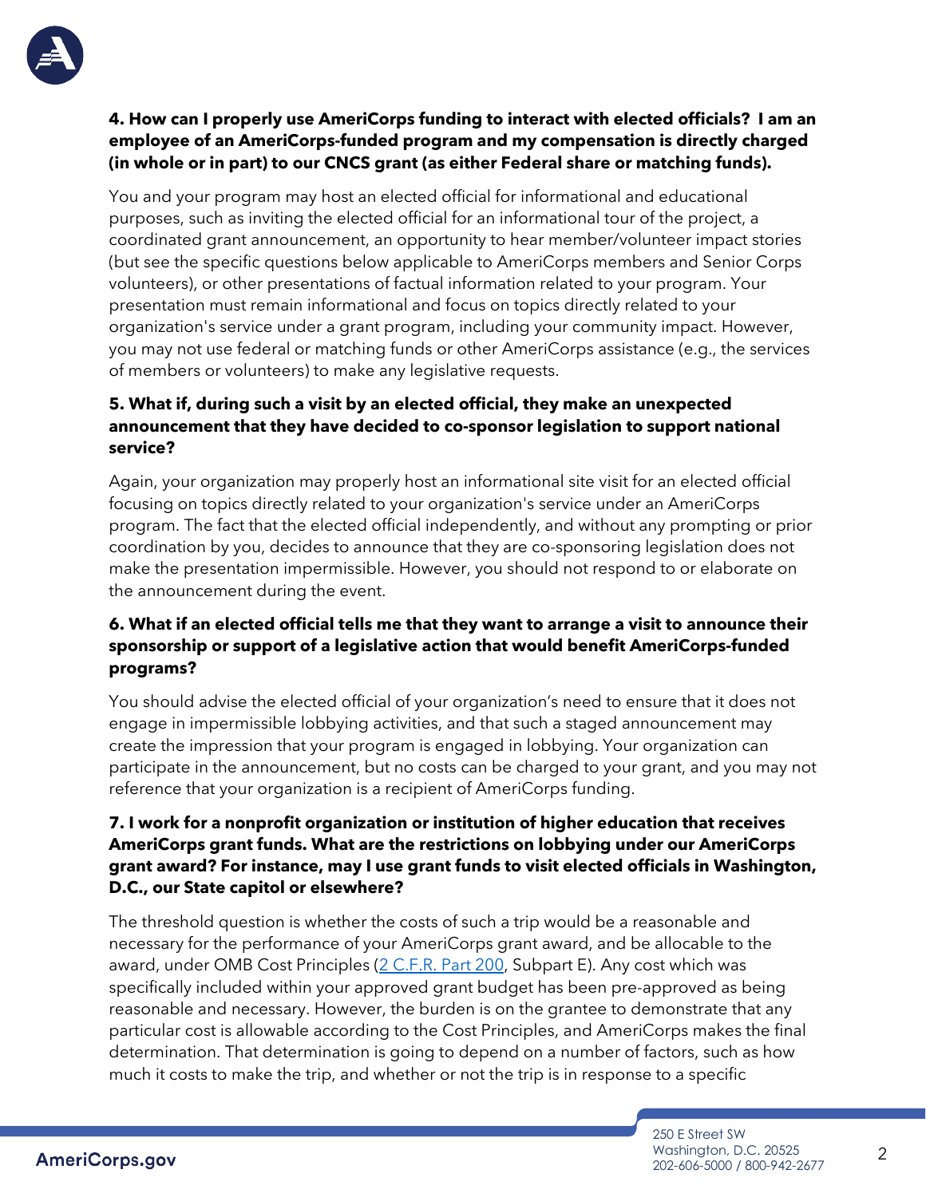**4. How can I properly use AmeriCorps funding to interact with elected officials? I am an employee of an AmeriCorps-funded program and my compensation is directly charged (in whole or in part) to our CNCS grant (as either Federal share or matching funds).**

You and your program may host an elected official for informational and educational purposes, such as inviting the elected official for an informational tour of the project, a coordinated grant announcement, an opportunity to hear member/volunteer impact stories (but see the specific questions below applicable to AmeriCorps members and Senior Corps volunteers), or other presentations of factual information related to your program. Your presentation must remain informational and focus on topics directly related to your organization's service under a grant program, including your community impact. However, you may not use federal or matching funds or other AmeriCorps assistance (e.g., the services of members or volunteers) to make any legislative requests.

**5. What if, during such a visit by an elected official, they make an unexpected announcement that they have decided to co-sponsor legislation to support national service?**

Again, your organization may properly host an informational site visit for an elected official focusing on topics directly related to your organization's service under an AmeriCorps program. The fact that the elected official independently, and without any prompting or prior coordination by you, decides to announce that they are co-sponsoring legislation does not make the presentation impermissible. However, you should not respond to or elaborate on the announcement during the event.

**6. What if an elected official tells me that they want to arrange a visit to announce their sponsorship or support of a legislative action that would benefit AmeriCorps-funded programs?**

You should advise the elected official of your organization's need to ensure that it does not engage in impermissible lobbying activities, and that such a staged announcement may create the impression that your program is engaged in lobbying. Your organization can participate in the announcement, but no costs can be charged to your grant, and you may not reference that your organization is a recipient of AmeriCorps funding.

**7. I work for a nonprofit organization or institution of higher education that receives AmeriCorps grant funds. What are the restrictions on lobbying under our AmeriCorps grant award? For instance, may I use grant funds to visit elected officials in Washington, D.C., our State capitol or elsewhere?**

The threshold question is whether the costs of such a trip would be a reasonable and necessary for the performance of your AmeriCorps grant award, and be allocable to the award, under OMB Cost Principles (2 C.F.R. Part 200, Subpart E). Any cost which was specifically included within your approved grant budget has been pre-approved as being reasonable and necessary. However, the burden is on the grantee to demonstrate that any particular cost is allowable according to the Cost Principles, and AmeriCorps makes the final determination. That determination is going to depend on a number of factors, such as how much it costs to make the trip, and whether or not the trip is in response to a specific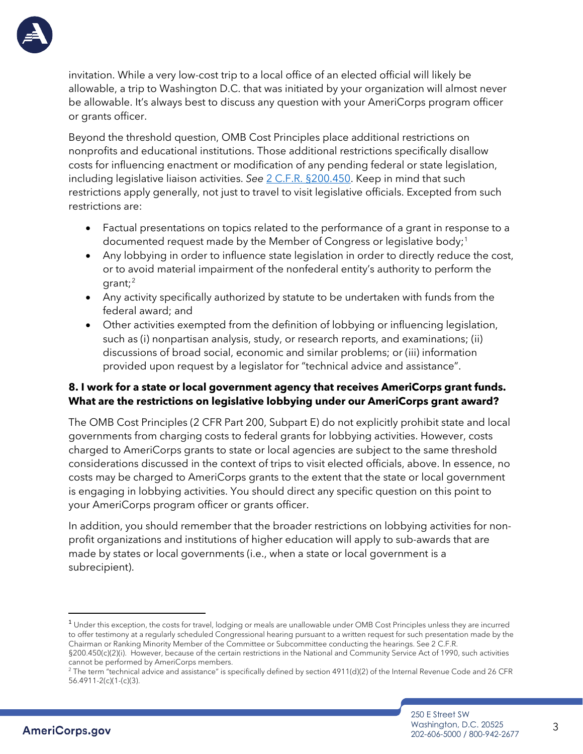invitation. While a very low-cost trip to a local office of an elected official will likely be allowable, a trip to Washington D.C. that was initiated by your organization will almost never be allowable. It's always best to discuss any question with your AmeriCorps program officer or grants officer.

Beyond the threshold question, OMB Cost Principles place additional restrictions on nonprofits and educational institutions. Those additional restrictions specifically disallow costs for influencing enactment or modification of any pending federal or state legislation, including legislative liaison activities. *See* [2 C.F.R. §200.450](). Keep in mind that such restrictions apply generally, not just to travel to visit legislative officials. Excepted from such restrictions are:

- Factual presentations on topics related to the performance of a grant in response to a documented request made by the Member of Congress or legislative body;[1]
- Any lobbying in order to influence state legislation in order to directly reduce the cost, or to avoid material impairment of the nonfederal entity's authority to perform the grant;[2]
- Any activity specifically authorized by statute to be undertaken with funds from the federal award; and
- Other activities exempted from the definition of lobbying or influencing legislation, such as (i) nonpartisan analysis, study, or research reports, and examinations; (ii) discussions of broad social, economic and similar problems; or (iii) information provided upon request by a legislator for "technical advice and assistance".

**8. I work for a state or local government agency that receives AmeriCorps grant funds. What are the restrictions on legislative lobbying under our AmeriCorps grant award?**

The OMB Cost Principles (2 CFR Part 200, Subpart E) do not explicitly prohibit state and local governments from charging costs to federal grants for lobbying activities. However, costs charged to AmeriCorps grants to state or local agencies are subject to the same threshold considerations discussed in the context of trips to visit elected officials, above. In essence, no costs may be charged to AmeriCorps grants to the extent that the state or local government is engaging in lobbying activities. You should direct any specific question on this point to your AmeriCorps program officer or grants officer.

In addition, you should remember that the broader restrictions on lobbying activities for non-profit organizations and institutions of higher education will apply to sub-awards that are made by states or local governments (i.e., when a state or local government is a subrecipient).

---

[1] Under this exception, the costs for travel, lodging or meals are unallowable under OMB Cost Principles unless they are incurred to offer testimony at a regularly scheduled Congressional hearing pursuant to a written request for such presentation made by the Chairman or Ranking Minority Member of the Committee or Subcommittee conducting the hearings. See 2 C.F.R. §200.450(c)(2)(i). However, because of the certain restrictions in the National and Community Service Act of 1990, such activities cannot be performed by AmeriCorps members.

[2] The term "technical advice and assistance" is specifically defined by section 4911(d)(2) of the Internal Revenue Code and 26 CFR 56.4911-2(c)(1-(c)(3).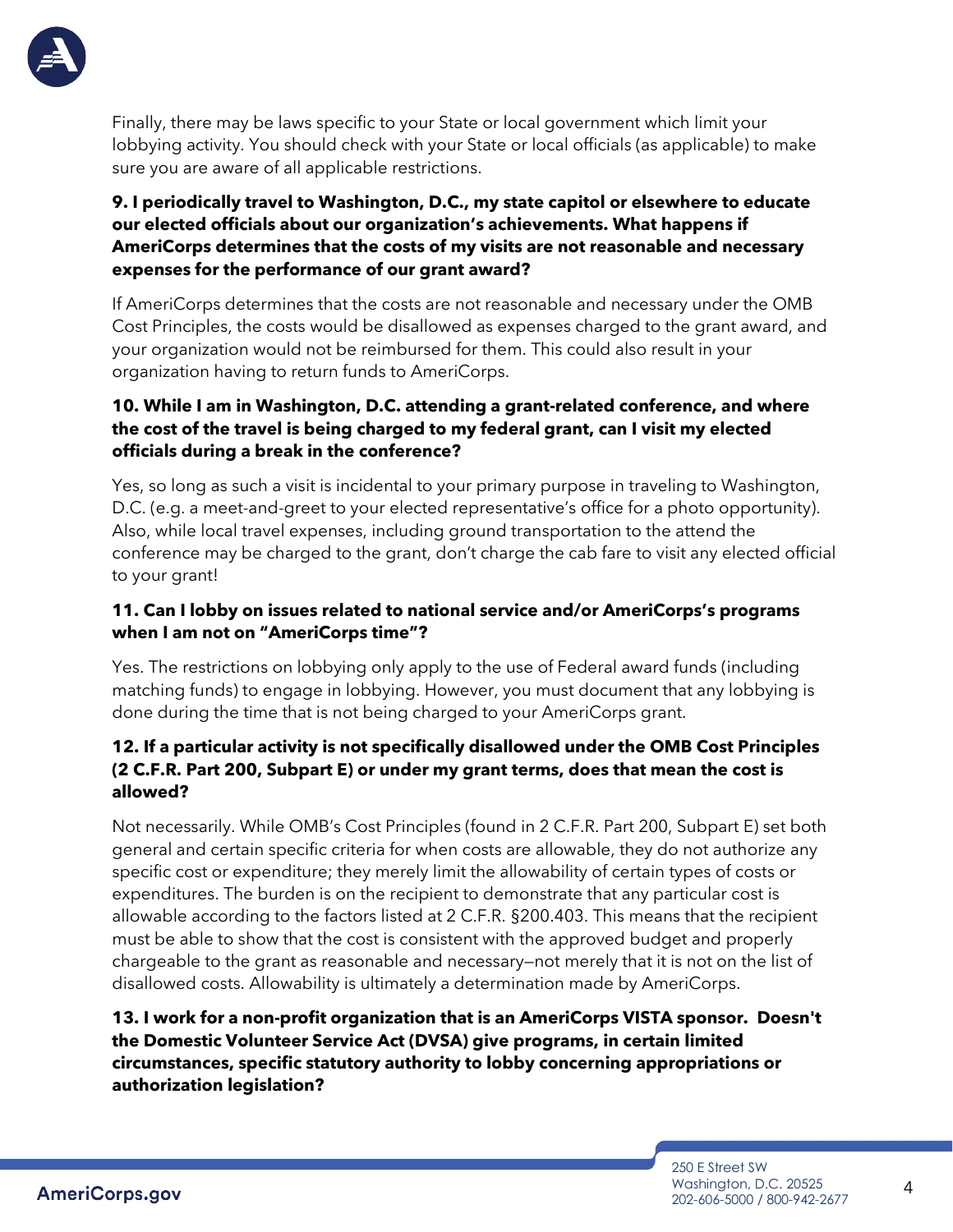Finally, there may be laws specific to your State or local government which limit your lobbying activity. You should check with your State or local officials (as applicable) to make sure you are aware of all applicable restrictions.

**9. I periodically travel to Washington, D.C., my state capitol or elsewhere to educate our elected officials about our organization's achievements. What happens if AmeriCorps determines that the costs of my visits are not reasonable and necessary expenses for the performance of our grant award?**

If AmeriCorps determines that the costs are not reasonable and necessary under the OMB Cost Principles, the costs would be disallowed as expenses charged to the grant award, and your organization would not be reimbursed for them. This could also result in your organization having to return funds to AmeriCorps.

**10. While I am in Washington, D.C. attending a grant-related conference, and where the cost of the travel is being charged to my federal grant, can I visit my elected officials during a break in the conference?**

Yes, so long as such a visit is incidental to your primary purpose in traveling to Washington, D.C. (e.g. a meet-and-greet to your elected representative's office for a photo opportunity). Also, while local travel expenses, including ground transportation to the attend the conference may be charged to the grant, don't charge the cab fare to visit any elected official to your grant!

**11. Can I lobby on issues related to national service and/or AmeriCorps's programs when I am not on "AmeriCorps time"?**

Yes. The restrictions on lobbying only apply to the use of Federal award funds (including matching funds) to engage in lobbying. However, you must document that any lobbying is done during the time that is not being charged to your AmeriCorps grant.

**12. If a particular activity is not specifically disallowed under the OMB Cost Principles (2 C.F.R. Part 200, Subpart E) or under my grant terms, does that mean the cost is allowed?**

Not necessarily. While OMB's Cost Principles (found in 2 C.F.R. Part 200, Subpart E) set both general and certain specific criteria for when costs are allowable, they do not authorize any specific cost or expenditure; they merely limit the allowability of certain types of costs or expenditures. The burden is on the recipient to demonstrate that any particular cost is allowable according to the factors listed at 2 C.F.R. §200.403. This means that the recipient must be able to show that the cost is consistent with the approved budget and properly chargeable to the grant as reasonable and necessary—not merely that it is not on the list of disallowed costs. Allowability is ultimately a determination made by AmeriCorps.

**13. I work for a non-profit organization that is an AmeriCorps VISTA sponsor. Doesn't the Domestic Volunteer Service Act (DVSA) give programs, in certain limited circumstances, specific statutory authority to lobby concerning appropriations or authorization legislation?**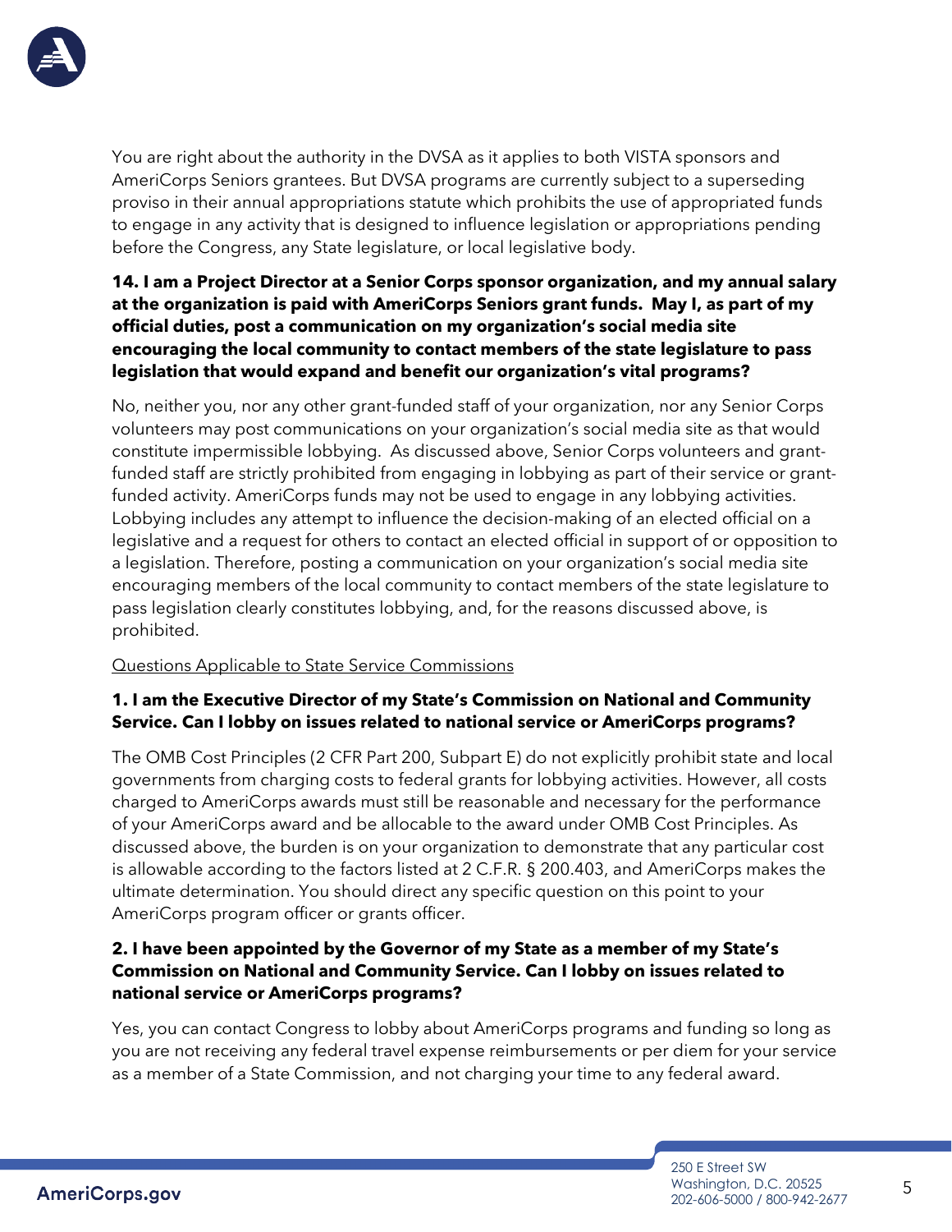You are right about the authority in the DVSA as it applies to both VISTA sponsors and AmeriCorps Seniors grantees. But DVSA programs are currently subject to a superseding proviso in their annual appropriations statute which prohibits the use of appropriated funds to engage in any activity that is designed to influence legislation or appropriations pending before the Congress, any State legislature, or local legislative body.

**14. I am a Project Director at a Senior Corps sponsor organization, and my annual salary at the organization is paid with AmeriCorps Seniors grant funds. May I, as part of my official duties, post a communication on my organization's social media site encouraging the local community to contact members of the state legislature to pass legislation that would expand and benefit our organization's vital programs?**

No, neither you, nor any other grant-funded staff of your organization, nor any Senior Corps volunteers may post communications on your organization's social media site as that would constitute impermissible lobbying. As discussed above, Senior Corps volunteers and grant-funded staff are strictly prohibited from engaging in lobbying as part of their service or grant-funded activity. AmeriCorps funds may not be used to engage in any lobbying activities. Lobbying includes any attempt to influence the decision-making of an elected official on a legislative and a request for others to contact an elected official in support of or opposition to a legislation. Therefore, posting a communication on your organization's social media site encouraging members of the local community to contact members of the state legislature to pass legislation clearly constitutes lobbying, and, for the reasons discussed above, is prohibited.

<u>Questions Applicable to State Service Commissions</u>

**1. I am the Executive Director of my State's Commission on National and Community Service. Can I lobby on issues related to national service or AmeriCorps programs?**

The OMB Cost Principles (2 CFR Part 200, Subpart E) do not explicitly prohibit state and local governments from charging costs to federal grants for lobbying activities. However, all costs charged to AmeriCorps awards must still be reasonable and necessary for the performance of your AmeriCorps award and be allocable to the award under OMB Cost Principles. As discussed above, the burden is on your organization to demonstrate that any particular cost is allowable according to the factors listed at 2 C.F.R. § 200.403, and AmeriCorps makes the ultimate determination. You should direct any specific question on this point to your AmeriCorps program officer or grants officer.

**2. I have been appointed by the Governor of my State as a member of my State's Commission on National and Community Service. Can I lobby on issues related to national service or AmeriCorps programs?**

Yes, you can contact Congress to lobby about AmeriCorps programs and funding so long as you are not receiving any federal travel expense reimbursements or per diem for your service as a member of a State Commission, and not charging your time to any federal award.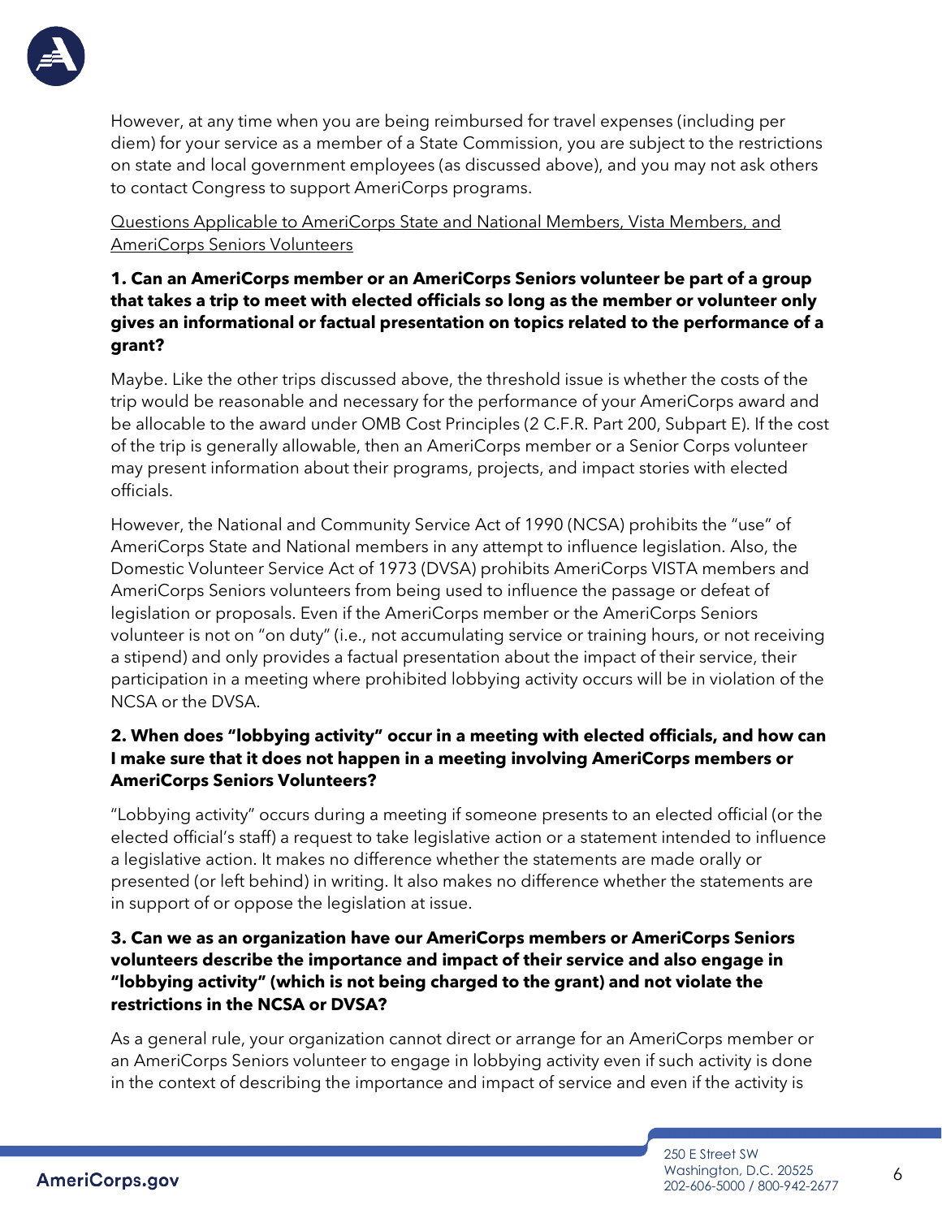However, at any time when you are being reimbursed for travel expenses (including per diem) for your service as a member of a State Commission, you are subject to the restrictions on state and local government employees (as discussed above), and you may not ask others to contact Congress to support AmeriCorps programs.

<u>Questions Applicable to AmeriCorps State and National Members, Vista Members, and AmeriCorps Seniors Volunteers</u>

**1. Can an AmeriCorps member or an AmeriCorps Seniors volunteer be part of a group that takes a trip to meet with elected officials so long as the member or volunteer only gives an informational or factual presentation on topics related to the performance of a grant?**

Maybe. Like the other trips discussed above, the threshold issue is whether the costs of the trip would be reasonable and necessary for the performance of your AmeriCorps award and be allocable to the award under OMB Cost Principles (2 C.F.R. Part 200, Subpart E). If the cost of the trip is generally allowable, then an AmeriCorps member or a Senior Corps volunteer may present information about their programs, projects, and impact stories with elected officials.

However, the National and Community Service Act of 1990 (NCSA) prohibits the "use" of AmeriCorps State and National members in any attempt to influence legislation. Also, the Domestic Volunteer Service Act of 1973 (DVSA) prohibits AmeriCorps VISTA members and AmeriCorps Seniors volunteers from being used to influence the passage or defeat of legislation or proposals. Even if the AmeriCorps member or the AmeriCorps Seniors volunteer is not on "on duty" (i.e., not accumulating service or training hours, or not receiving a stipend) and only provides a factual presentation about the impact of their service, their participation in a meeting where prohibited lobbying activity occurs will be in violation of the NCSA or the DVSA.

**2. When does "lobbying activity" occur in a meeting with elected officials, and how can I make sure that it does not happen in a meeting involving AmeriCorps members or AmeriCorps Seniors Volunteers?**

"Lobbying activity" occurs during a meeting if someone presents to an elected official (or the elected official's staff) a request to take legislative action or a statement intended to influence a legislative action. It makes no difference whether the statements are made orally or presented (or left behind) in writing. It also makes no difference whether the statements are in support of or oppose the legislation at issue.

**3. Can we as an organization have our AmeriCorps members or AmeriCorps Seniors volunteers describe the importance and impact of their service and also engage in "lobbying activity" (which is not being charged to the grant) and not violate the restrictions in the NCSA or DVSA?**

As a general rule, your organization cannot direct or arrange for an AmeriCorps member or an AmeriCorps Seniors volunteer to engage in lobbying activity even if such activity is done in the context of describing the importance and impact of service and even if the activity is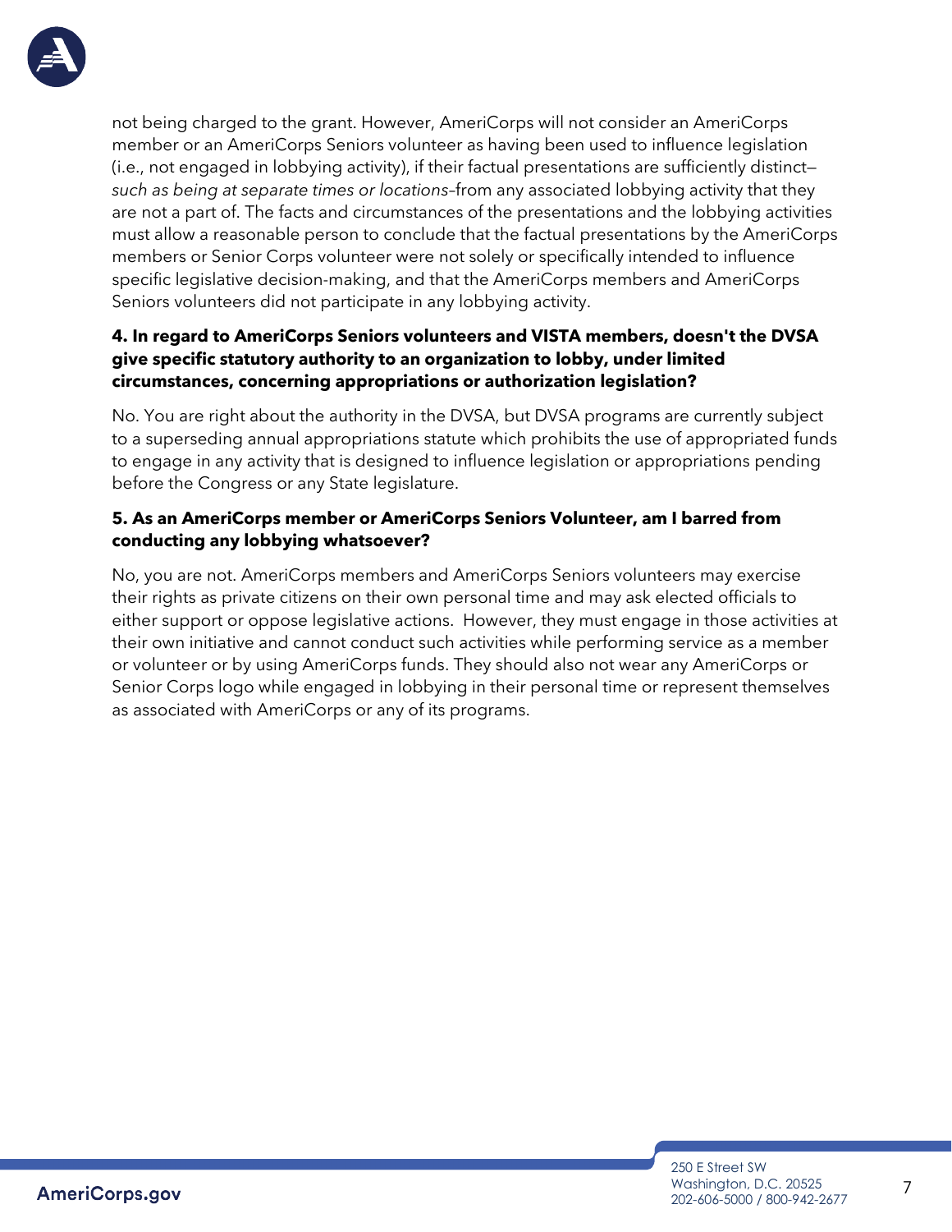not being charged to the grant. However, AmeriCorps will not consider an AmeriCorps member or an AmeriCorps Seniors volunteer as having been used to influence legislation (i.e., not engaged in lobbying activity), if their factual presentations are sufficiently distinct—*such as being at separate times or locations*–from any associated lobbying activity that they are not a part of. The facts and circumstances of the presentations and the lobbying activities must allow a reasonable person to conclude that the factual presentations by the AmeriCorps members or Senior Corps volunteer were not solely or specifically intended to influence specific legislative decision-making, and that the AmeriCorps members and AmeriCorps Seniors volunteers did not participate in any lobbying activity.

**4. In regard to AmeriCorps Seniors volunteers and VISTA members, doesn't the DVSA give specific statutory authority to an organization to lobby, under limited circumstances, concerning appropriations or authorization legislation?**

No. You are right about the authority in the DVSA, but DVSA programs are currently subject to a superseding annual appropriations statute which prohibits the use of appropriated funds to engage in any activity that is designed to influence legislation or appropriations pending before the Congress or any State legislature.

**5. As an AmeriCorps member or AmeriCorps Seniors Volunteer, am I barred from conducting any lobbying whatsoever?**

No, you are not. AmeriCorps members and AmeriCorps Seniors volunteers may exercise their rights as private citizens on their own personal time and may ask elected officials to either support or oppose legislative actions. However, they must engage in those activities at their own initiative and cannot conduct such activities while performing service as a member or volunteer or by using AmeriCorps funds. They should also not wear any AmeriCorps or Senior Corps logo while engaged in lobbying in their personal time or represent themselves as associated with AmeriCorps or any of its programs.